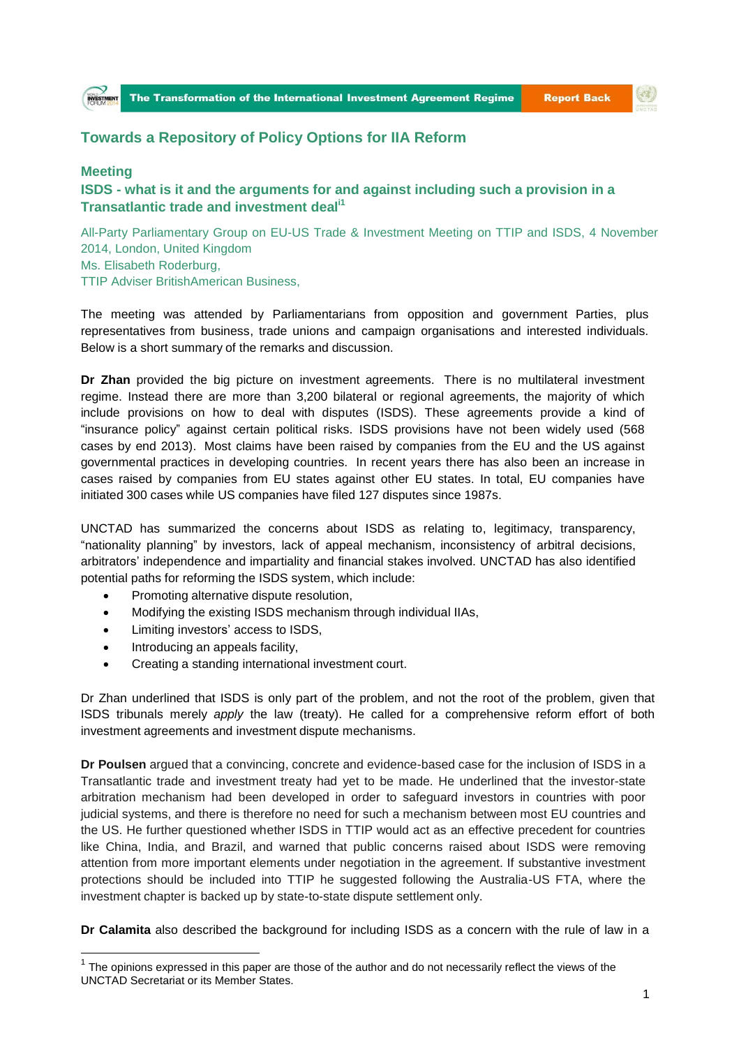## Towards a Repository of Policy Options for IIA Reform

### Meeting

### ISDS - what is it and the arguments for and against including such a provision in a Transatlantic trade and investment deal[i1]

All-Party Parliamentary Group on EU-US Trade & Investment Meeting on TTIP and ISDS, 4 November 2014, London, United Kingdom
Ms. Elisabeth Roderburg,
TTIP Adviser BritishAmerican Business,

The meeting was attended by Parliamentarians from opposition and government Parties, plus representatives from business, trade unions and campaign organisations and interested individuals. Below is a short summary of the remarks and discussion.

**Dr Zhan** provided the big picture on investment agreements. There is no multilateral investment regime. Instead there are more than 3,200 bilateral or regional agreements, the majority of which include provisions on how to deal with disputes (ISDS). These agreements provide a kind of "insurance policy" against certain political risks. ISDS provisions have not been widely used (568 cases by end 2013). Most claims have been raised by companies from the EU and the US against governmental practices in developing countries. In recent years there has also been an increase in cases raised by companies from EU states against other EU states. In total, EU companies have initiated 300 cases while US companies have filed 127 disputes since 1987s.

UNCTAD has summarized the concerns about ISDS as relating to, legitimacy, transparency, "nationality planning" by investors, lack of appeal mechanism, inconsistency of arbitral decisions, arbitrators' independence and impartiality and financial stakes involved. UNCTAD has also identified potential paths for reforming the ISDS system, which include:

- Promoting alternative dispute resolution,
- Modifying the existing ISDS mechanism through individual IIAs,
- Limiting investors' access to ISDS,
- Introducing an appeals facility,
- Creating a standing international investment court.

Dr Zhan underlined that ISDS is only part of the problem, and not the root of the problem, given that ISDS tribunals merely *apply* the law (treaty). He called for a comprehensive reform effort of both investment agreements and investment dispute mechanisms.

**Dr Poulsen** argued that a convincing, concrete and evidence-based case for the inclusion of ISDS in a Transatlantic trade and investment treaty had yet to be made. He underlined that the investor-state arbitration mechanism had been developed in order to safeguard investors in countries with poor judicial systems, and there is therefore no need for such a mechanism between most EU countries and the US. He further questioned whether ISDS in TTIP would act as an effective precedent for countries like China, India, and Brazil, and warned that public concerns raised about ISDS were removing attention from more important elements under negotiation in the agreement. If substantive investment protections should be included into TTIP he suggested following the Australia-US FTA, where the investment chapter is backed up by state-to-state dispute settlement only.

**Dr Calamita** also described the background for including ISDS as a concern with the rule of law in a

---

[1] The opinions expressed in this paper are those of the author and do not necessarily reflect the views of the UNCTAD Secretariat or its Member States.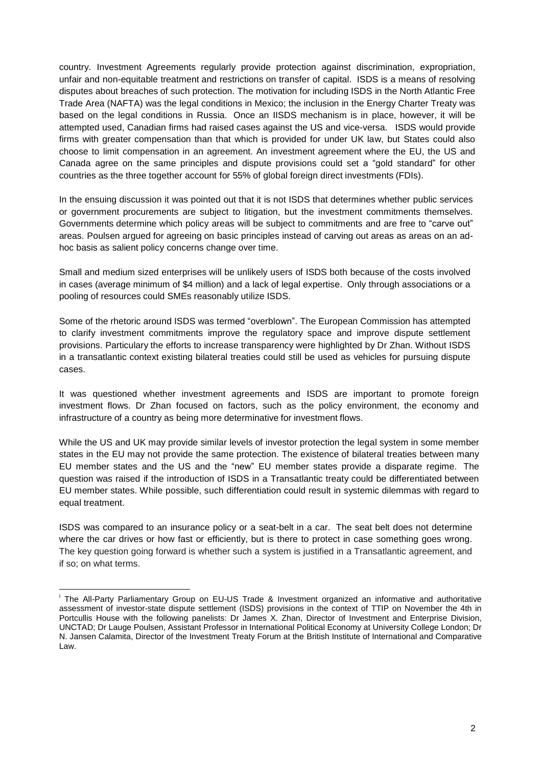country. Investment Agreements regularly provide protection against discrimination, expropriation, unfair and non-equitable treatment and restrictions on transfer of capital. ISDS is a means of resolving disputes about breaches of such protection. The motivation for including ISDS in the North Atlantic Free Trade Area (NAFTA) was the legal conditions in Mexico; the inclusion in the Energy Charter Treaty was based on the legal conditions in Russia. Once an IISDS mechanism is in place, however, it will be attempted used, Canadian firms had raised cases against the US and vice-versa. ISDS would provide firms with greater compensation than that which is provided for under UK law, but States could also choose to limit compensation in an agreement. An investment agreement where the EU, the US and Canada agree on the same principles and dispute provisions could set a "gold standard" for other countries as the three together account for 55% of global foreign direct investments (FDIs).

In the ensuing discussion it was pointed out that it is not ISDS that determines whether public services or government procurements are subject to litigation, but the investment commitments themselves. Governments determine which policy areas will be subject to commitments and are free to "carve out" areas. Poulsen argued for agreeing on basic principles instead of carving out areas as areas on an ad-hoc basis as salient policy concerns change over time.

Small and medium sized enterprises will be unlikely users of ISDS both because of the costs involved in cases (average minimum of $4 million) and a lack of legal expertise. Only through associations or a pooling of resources could SMEs reasonably utilize ISDS.

Some of the rhetoric around ISDS was termed "overblown". The European Commission has attempted to clarify investment commitments improve the regulatory space and improve dispute settlement provisions. Particulary the efforts to increase transparency were highlighted by Dr Zhan. Without ISDS in a transatlantic context existing bilateral treaties could still be used as vehicles for pursuing dispute cases.

It was questioned whether investment agreements and ISDS are important to promote foreign investment flows. Dr Zhan focused on factors, such as the policy environment, the economy and infrastructure of a country as being more determinative for investment flows.

While the US and UK may provide similar levels of investor protection the legal system in some member states in the EU may not provide the same protection. The existence of bilateral treaties between many EU member states and the US and the "new" EU member states provide a disparate regime. The question was raised if the introduction of ISDS in a Transatlantic treaty could be differentiated between EU member states. While possible, such differentiation could result in systemic dilemmas with regard to equal treatment.

ISDS was compared to an insurance policy or a seat-belt in a car. The seat belt does not determine where the car drives or how fast or efficiently, but is there to protect in case something goes wrong. The key question going forward is whether such a system is justified in a Transatlantic agreement, and if so; on what terms.

---

[i] The All-Party Parliamentary Group on EU-US Trade & Investment organized an informative and authoritative assessment of investor-state dispute settlement (ISDS) provisions in the context of TTIP on November the 4th in Portcullis House with the following panelists: Dr James X. Zhan, Director of Investment and Enterprise Division, UNCTAD; Dr Lauge Poulsen, Assistant Professor in International Political Economy at University College London; Dr N. Jansen Calamita, Director of the Investment Treaty Forum at the British Institute of International and Comparative Law.